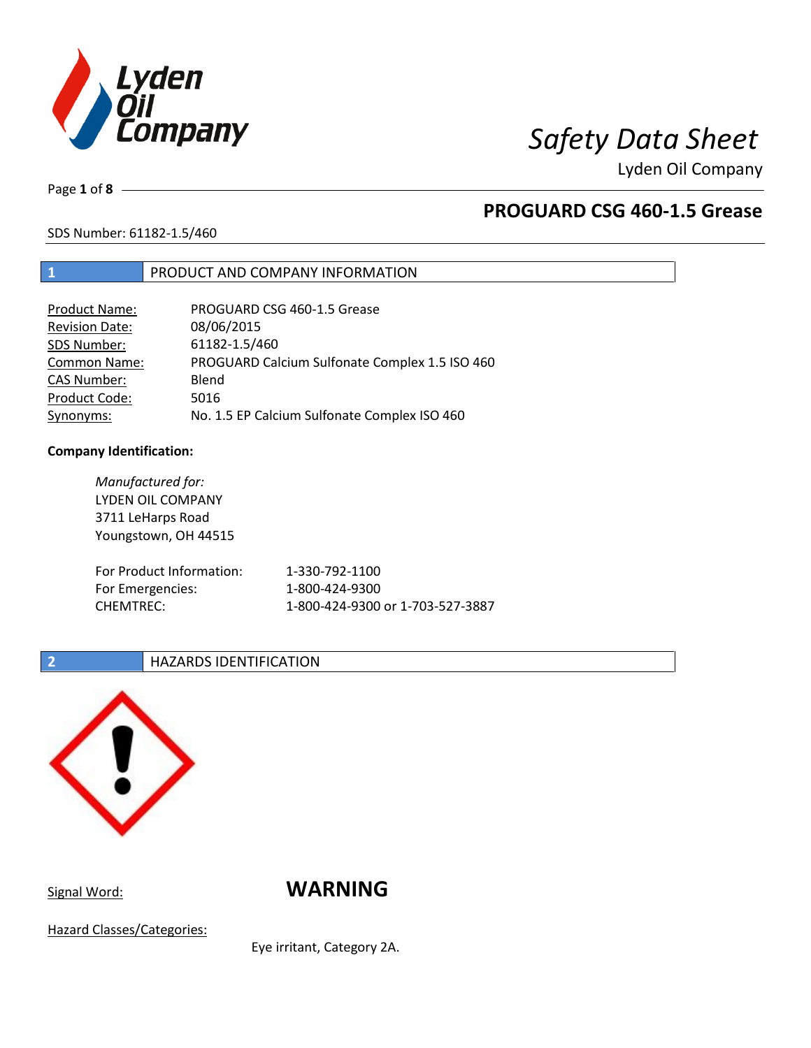# Safety Data Sheet

Lyden Oil Company

## PROGUARD CSG 460-1.5 Grease

SDS Number: 61182-1.5/460

## 1 PRODUCT AND COMPANY INFORMATION

| | |
|---|---|
| Product Name: | PROGUARD CSG 460-1.5 Grease |
| Revision Date: | 08/06/2015 |
| SDS Number: | 61182-1.5/460 |
| Common Name: | PROGUARD Calcium Sulfonate Complex 1.5 ISO 460 |
| CAS Number: | Blend |
| Product Code: | 5016 |
| Synonyms: | No. 1.5 EP Calcium Sulfonate Complex ISO 460 |

**Company Identification:**

*Manufactured for:*
LYDEN OIL COMPANY
3711 LeHarps Road
Youngstown, OH 44515

| | |
|---|---|
| For Product Information: | 1-330-792-1100 |
| For Emergencies: | 1-800-424-9300 |
| CHEMTREC: | 1-800-424-9300 or 1-703-527-3887 |

## 2 HAZARDS IDENTIFICATION

Signal Word: **WARNING**

Hazard Classes/Categories:

Eye irritant, Category 2A.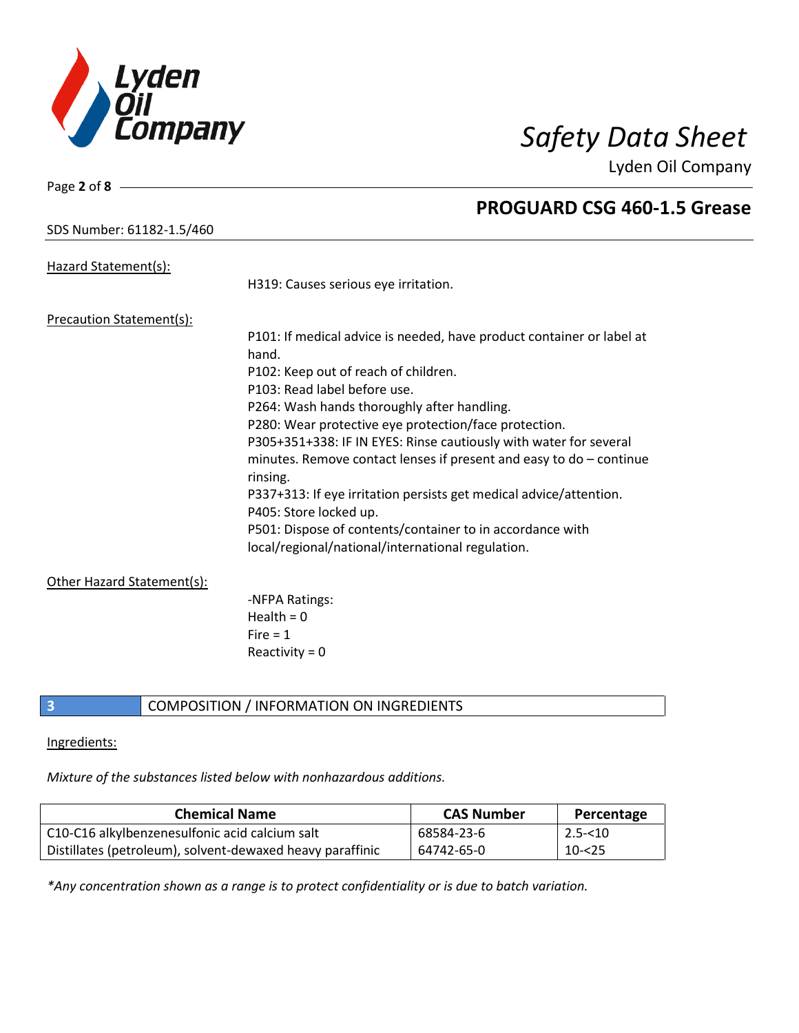Hazard Statement(s):

H319: Causes serious eye irritation.

Precaution Statement(s):

P101: If medical advice is needed, have product container or label at hand.
P102: Keep out of reach of children.
P103: Read label before use.
P264: Wash hands thoroughly after handling.
P280: Wear protective eye protection/face protection.
P305+351+338: IF IN EYES: Rinse cautiously with water for several minutes. Remove contact lenses if present and easy to do – continue rinsing.
P337+313: If eye irritation persists get medical advice/attention.
P405: Store locked up.
P501: Dispose of contents/container to in accordance with local/regional/national/international regulation.

Other Hazard Statement(s):

-NFPA Ratings:
Health = 0
Fire = 1
Reactivity = 0

## 3 COMPOSITION / INFORMATION ON INGREDIENTS

Ingredients:

*Mixture of the substances listed below with nonhazardous additions.*

| Chemical Name | CAS Number | Percentage |
|---|---|---|
| C10-C16 alkylbenzenesulfonic acid calcium salt | 68584-23-6 | 2.5-<10 |
| Distillates (petroleum), solvent-dewaxed heavy paraffinic | 64742-65-0 | 10-<25 |

*\*Any concentration shown as a range is to protect confidentiality or is due to batch variation.*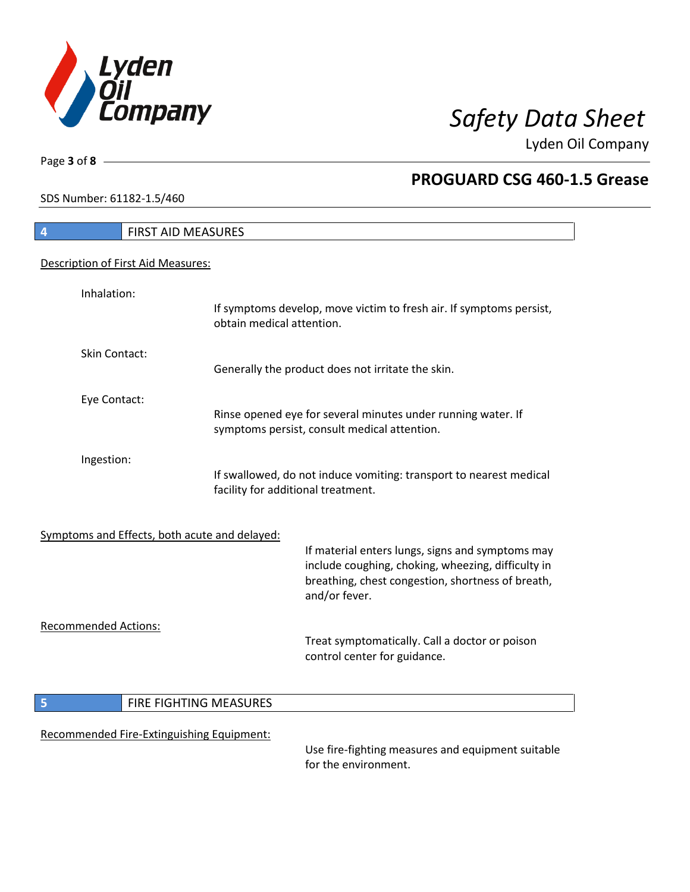## 4 FIRST AID MEASURES

### Description of First Aid Measures:

**Inhalation:**
If symptoms develop, move victim to fresh air. If symptoms persist, obtain medical attention.

**Skin Contact:**
Generally the product does not irritate the skin.

**Eye Contact:**
Rinse opened eye for several minutes under running water. If symptoms persist, consult medical attention.

**Ingestion:**
If swallowed, do not induce vomiting: transport to nearest medical facility for additional treatment.

### Symptoms and Effects, both acute and delayed:

If material enters lungs, signs and symptoms may include coughing, choking, wheezing, difficulty in breathing, chest congestion, shortness of breath, and/or fever.

### Recommended Actions:

Treat symptomatically. Call a doctor or poison control center for guidance.

## 5 FIRE FIGHTING MEASURES

### Recommended Fire-Extinguishing Equipment:

Use fire-fighting measures and equipment suitable for the environment.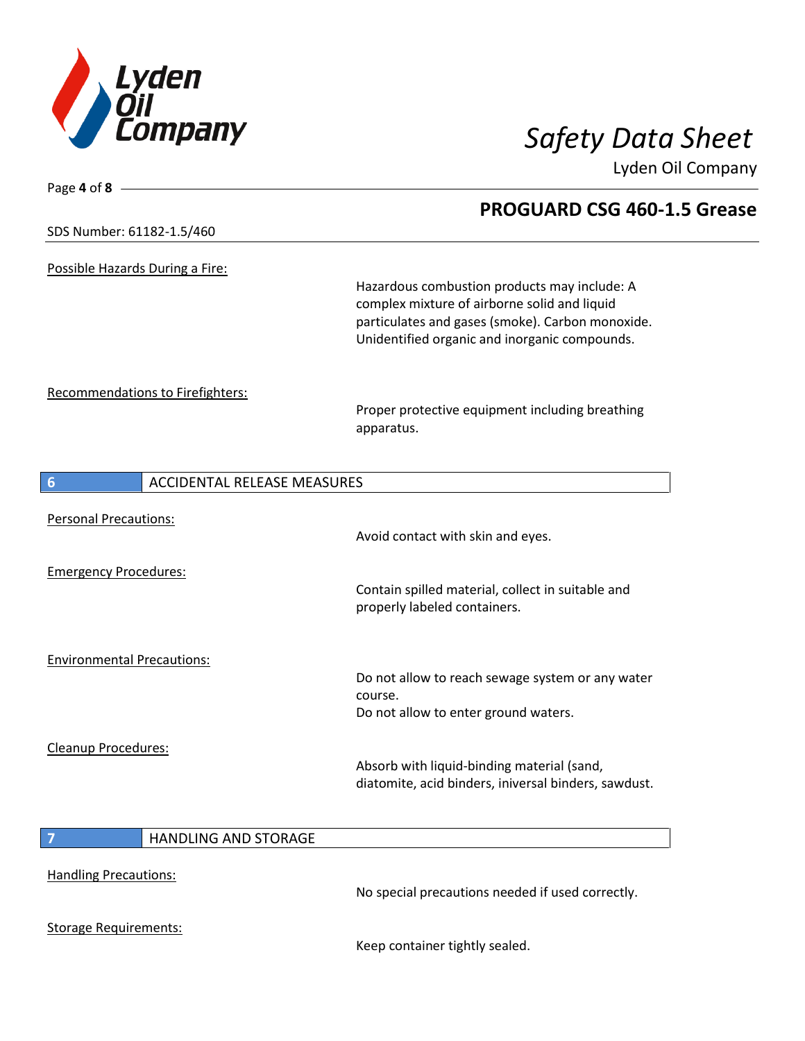Possible Hazards During a Fire:

Hazardous combustion products may include: A complex mixture of airborne solid and liquid particulates and gases (smoke). Carbon monoxide. Unidentified organic and inorganic compounds.

Recommendations to Firefighters:

Proper protective equipment including breathing apparatus.

## 6 ACCIDENTAL RELEASE MEASURES

Personal Precautions:

Avoid contact with skin and eyes.

Emergency Procedures:

Contain spilled material, collect in suitable and properly labeled containers.

Environmental Precautions:

Do not allow to reach sewage system or any water course.
Do not allow to enter ground waters.

Cleanup Procedures:

Absorb with liquid-binding material (sand, diatomite, acid binders, iniversal binders, sawdust.

## 7 HANDLING AND STORAGE

Handling Precautions:

No special precautions needed if used correctly.

Storage Requirements:

Keep container tightly sealed.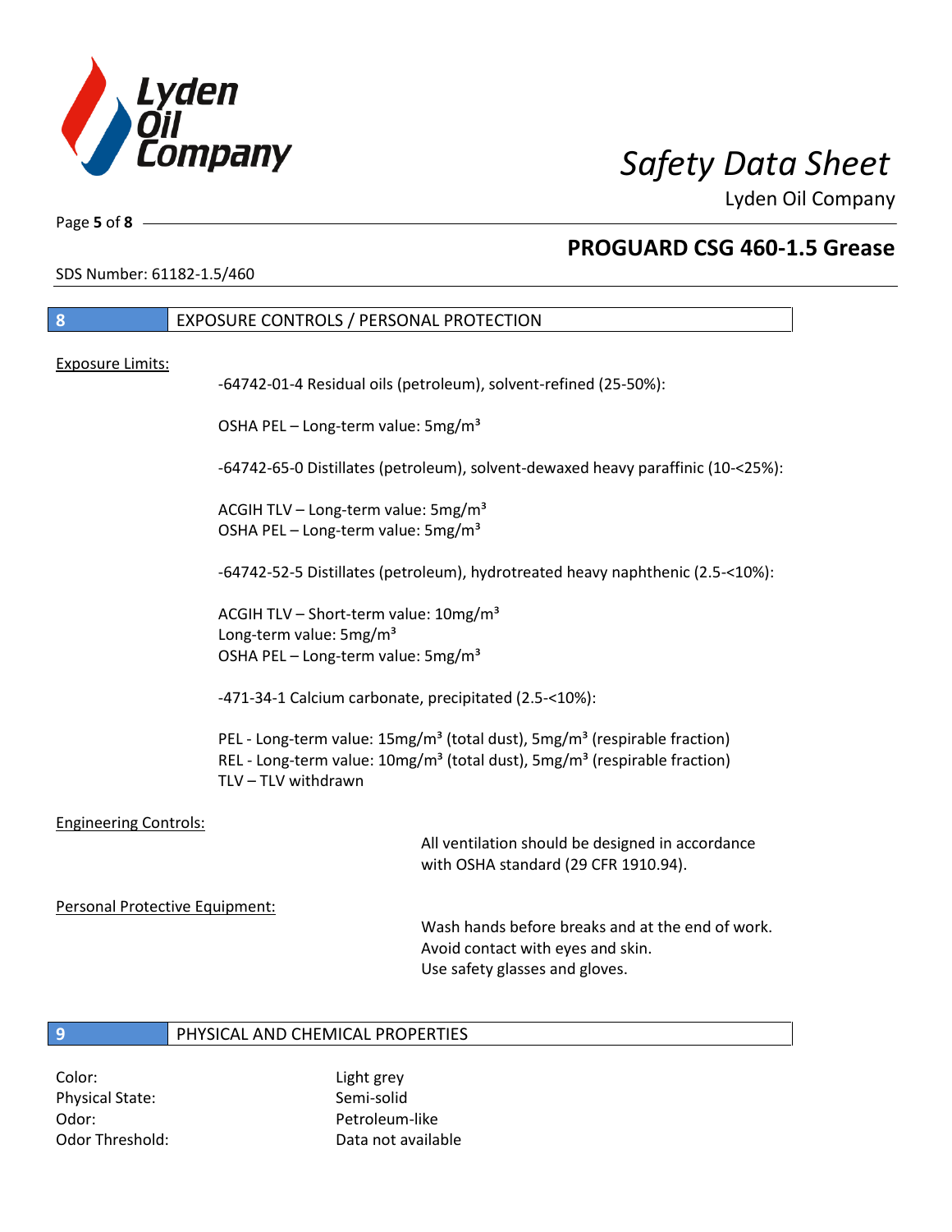## 8 EXPOSURE CONTROLS / PERSONAL PROTECTION

Exposure Limits:

-64742-01-4 Residual oils (petroleum), solvent-refined (25-50%):

OSHA PEL – Long-term value: 5mg/m³

-64742-65-0 Distillates (petroleum), solvent-dewaxed heavy paraffinic (10-<25%):

ACGIH TLV – Long-term value: 5mg/m³
OSHA PEL – Long-term value: 5mg/m³

-64742-52-5 Distillates (petroleum), hydrotreated heavy naphthenic (2.5-<10%):

ACGIH TLV – Short-term value: 10mg/m³
Long-term value: 5mg/m³
OSHA PEL – Long-term value: 5mg/m³

-471-34-1 Calcium carbonate, precipitated (2.5-<10%):

PEL - Long-term value: 15mg/m³ (total dust), 5mg/m³ (respirable fraction)
REL - Long-term value: 10mg/m³ (total dust), 5mg/m³ (respirable fraction)
TLV – TLV withdrawn

Engineering Controls:

All ventilation should be designed in accordance with OSHA standard (29 CFR 1910.94).

Personal Protective Equipment:

Wash hands before breaks and at the end of work.
Avoid contact with eyes and skin.
Use safety glasses and gloves.

## 9 PHYSICAL AND CHEMICAL PROPERTIES

| | |
|---|---|
| Color: | Light grey |
| Physical State: | Semi-solid |
| Odor: | Petroleum-like |
| Odor Threshold: | Data not available |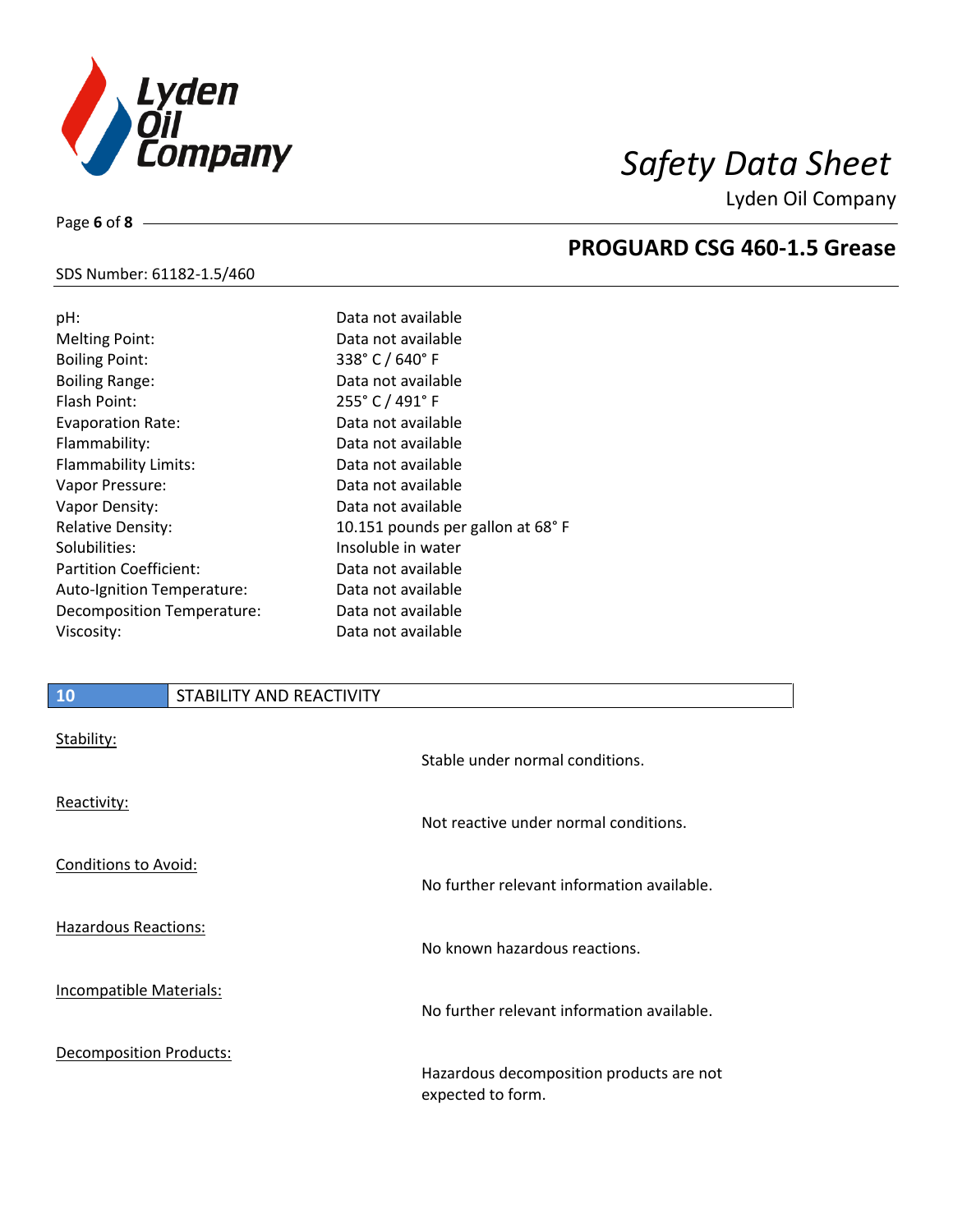| | |
|---|---|
| pH: | Data not available |
| Melting Point: | Data not available |
| Boiling Point: | 338° C / 640° F |
| Boiling Range: | Data not available |
| Flash Point: | 255° C / 491° F |
| Evaporation Rate: | Data not available |
| Flammability: | Data not available |
| Flammability Limits: | Data not available |
| Vapor Pressure: | Data not available |
| Vapor Density: | Data not available |
| Relative Density: | 10.151 pounds per gallon at 68° F |
| Solubilities: | Insoluble in water |
| Partition Coefficient: | Data not available |
| Auto-Ignition Temperature: | Data not available |
| Decomposition Temperature: | Data not available |
| Viscosity: | Data not available |

## 10 STABILITY AND REACTIVITY

**Stability:**
Stable under normal conditions.

**Reactivity:**
Not reactive under normal conditions.

**Conditions to Avoid:**
No further relevant information available.

**Hazardous Reactions:**
No known hazardous reactions.

**Incompatible Materials:**
No further relevant information available.

**Decomposition Products:**
Hazardous decomposition products are not expected to form.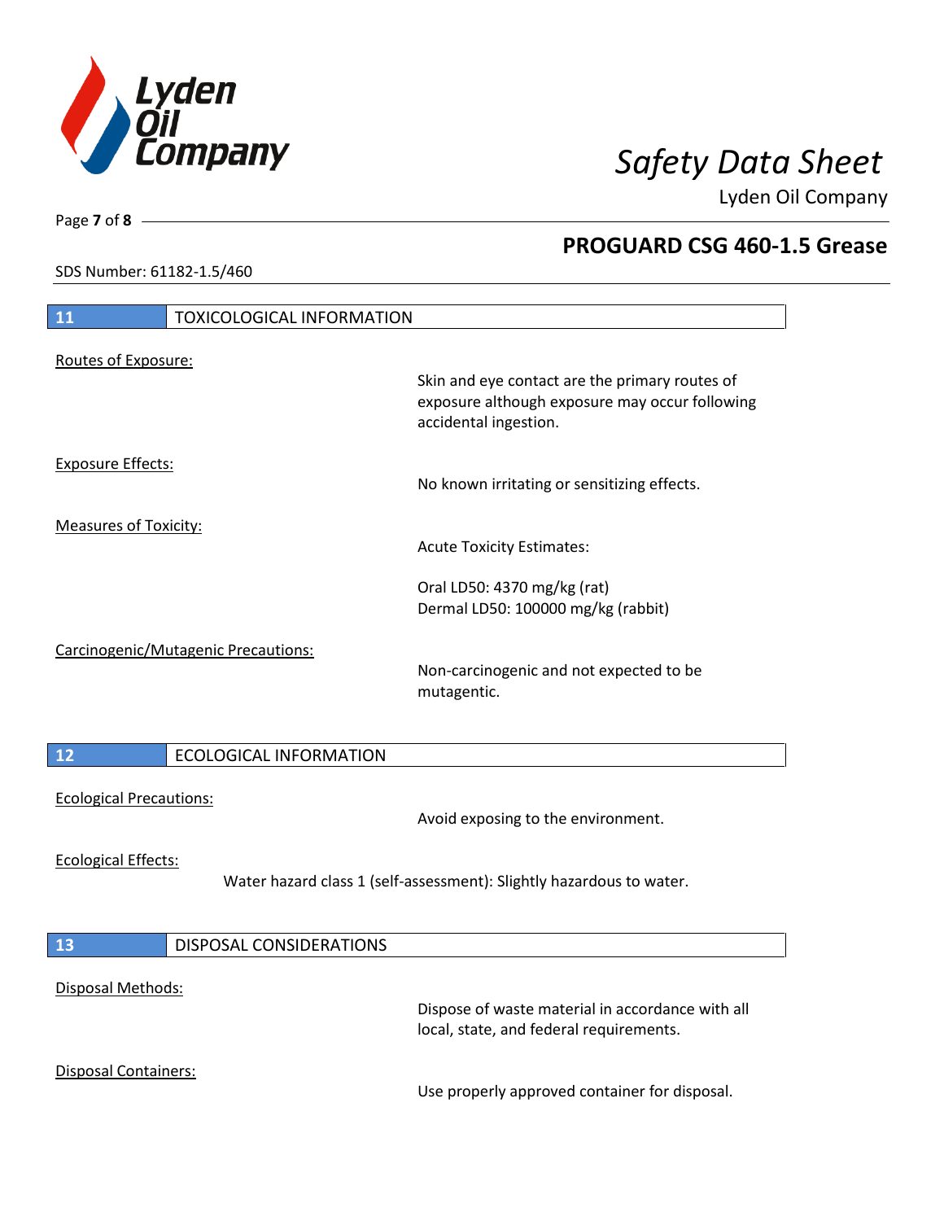## 11 TOXICOLOGICAL INFORMATION

Routes of Exposure:

Skin and eye contact are the primary routes of exposure although exposure may occur following accidental ingestion.

Exposure Effects:

No known irritating or sensitizing effects.

Measures of Toxicity:

Acute Toxicity Estimates:

Oral LD50: 4370 mg/kg (rat)
Dermal LD50: 100000 mg/kg (rabbit)

Carcinogenic/Mutagenic Precautions:

Non-carcinogenic and not expected to be mutagentic.

## 12 ECOLOGICAL INFORMATION

Ecological Precautions:

Avoid exposing to the environment.

Ecological Effects:

Water hazard class 1 (self-assessment): Slightly hazardous to water.

## 13 DISPOSAL CONSIDERATIONS

Disposal Methods:

Dispose of waste material in accordance with all local, state, and federal requirements.

Disposal Containers:

Use properly approved container for disposal.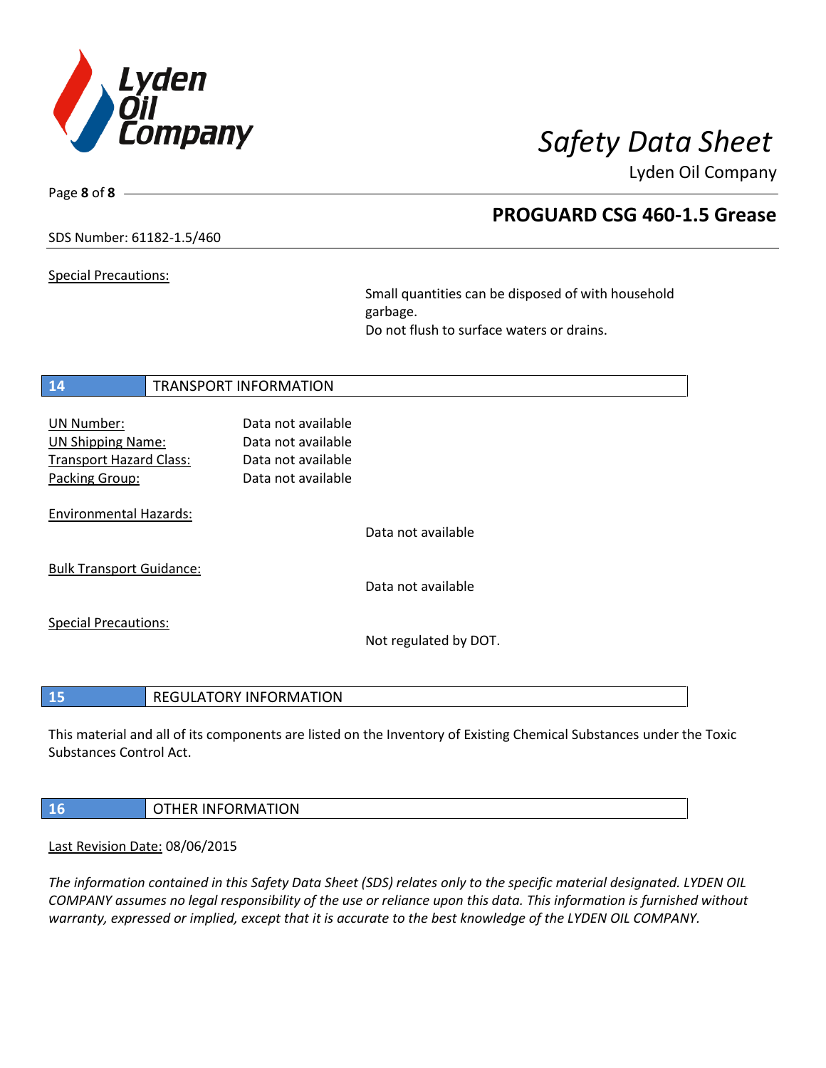Special Precautions:

Small quantities can be disposed of with household garbage.
Do not flush to surface waters or drains.

## 14 TRANSPORT INFORMATION

| | |
|---|---|
| UN Number: | Data not available |
| UN Shipping Name: | Data not available |
| Transport Hazard Class: | Data not available |
| Packing Group: | Data not available |

Environmental Hazards:

Data not available

Bulk Transport Guidance:

Data not available

Special Precautions:

Not regulated by DOT.

## 15 REGULATORY INFORMATION

This material and all of its components are listed on the Inventory of Existing Chemical Substances under the Toxic Substances Control Act.

## 16 OTHER INFORMATION

Last Revision Date: 08/06/2015

*The information contained in this Safety Data Sheet (SDS) relates only to the specific material designated. LYDEN OIL COMPANY assumes no legal responsibility of the use or reliance upon this data. This information is furnished without warranty, expressed or implied, except that it is accurate to the best knowledge of the LYDEN OIL COMPANY.*